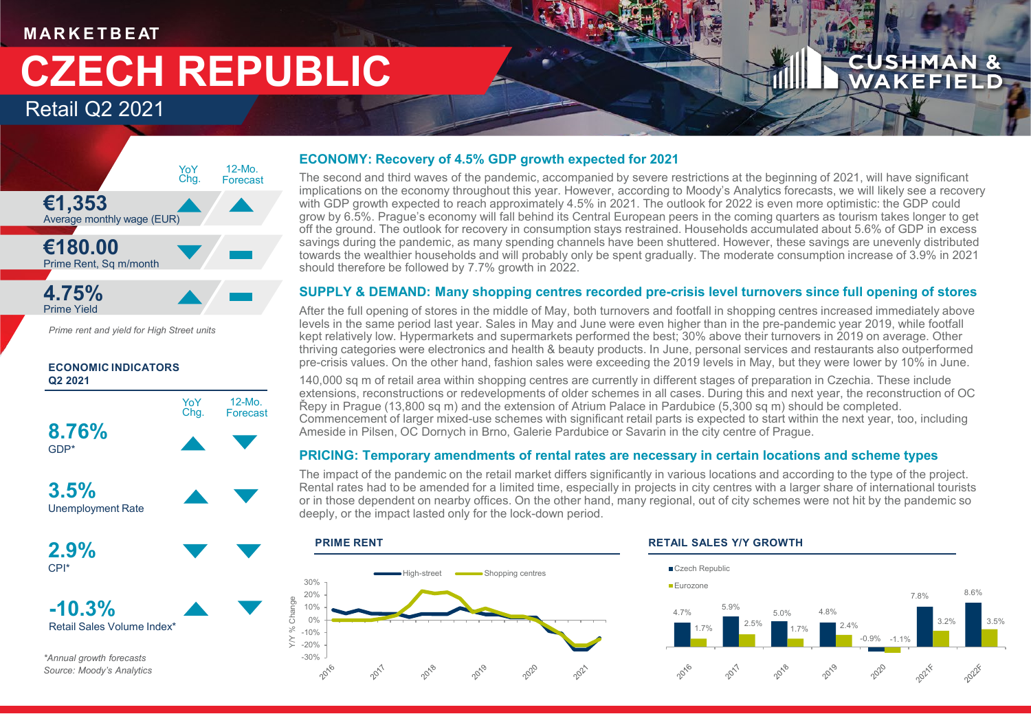MARKETBEAT

# CZECH REPUBLIC

## Retail Q2 2021

| | YoY Chg. | 12-Mo. Forecast |
|---|---|---|
| **€1,353** Average monthly wage (EUR) | ▲ | ▲ |
| **€180.00** Prime Rent, Sq m/month | ▼ | ▬ |
| **4.75%** Prime Yield | ▲ | ▬ |

*Prime rent and yield for High Street units*

**ECONOMIC INDICATORS Q2 2021**

| | YoY Chg. | 12-Mo. Forecast |
|---|---|---|
| **8.76%** GDP* | ▲ | ▼ |
| **3.5%** Unemployment Rate | ▲ | ▼ |
| **2.9%** CPI* | ▼ | ▼ |
| **-10.3%** Retail Sales Volume Index* | ▲ | ▼ |

*\*Annual growth forecasts*
*Source: Moody's Analytics*

### ECONOMY: Recovery of 4.5% GDP growth expected for 2021

The second and third waves of the pandemic, accompanied by severe restrictions at the beginning of 2021, will have significant implications on the economy throughout this year. However, according to Moody's Analytics forecasts, we will likely see a recovery with GDP growth expected to reach approximately 4.5% in 2021. The outlook for 2022 is even more optimistic: the GDP could grow by 6.5%. Prague's economy will fall behind its Central European peers in the coming quarters as tourism takes longer to get off the ground. The outlook for recovery in consumption stays restrained. Households accumulated about 5.6% of GDP in excess savings during the pandemic, as many spending channels have been shuttered. However, these savings are unevenly distributed towards the wealthier households and will probably only be spent gradually. The moderate consumption increase of 3.9% in 2021 should therefore be followed by 7.7% growth in 2022.

### SUPPLY & DEMAND: Many shopping centres recorded pre-crisis level turnovers since full opening of stores

After the full opening of stores in the middle of May, both turnovers and footfall in shopping centres increased immediately above levels in the same period last year. Sales in May and June were even higher than in the pre-pandemic year 2019, while footfall kept relatively low. Hypermarkets and supermarkets performed the best; 30% above their turnovers in 2019 on average. Other thriving categories were electronics and health & beauty products. In June, personal services and restaurants also outperformed pre-crisis values. On the other hand, fashion sales were exceeding the 2019 levels in May, but they were lower by 10% in June.

140,000 sq m of retail area within shopping centres are currently in different stages of preparation in Czechia. These include extensions, reconstructions or redevelopments of older schemes in all cases. During this and next year, the reconstruction of OC Řepy in Prague (13,800 sq m) and the extension of Atrium Palace in Pardubice (5,300 sq m) should be completed. Commencement of larger mixed-use schemes with significant retail parts is expected to start within the next year, too, including Ameside in Pilsen, OC Dornych in Brno, Galerie Pardubice or Savarin in the city centre of Prague.

### PRICING: Temporary amendments of rental rates are necessary in certain locations and scheme types

The impact of the pandemic on the retail market differs significantly in various locations and according to the type of the project. Rental rates had to be amended for a limited time, especially in projects in city centres with a larger share of international tourists or in those dependent on nearby offices. On the other hand, many regional, out of city schemes were not hit by the pandemic so deeply, or the impact lasted only for the lock-down period.

**PRIME RENT**

(Line chart: Y/Y % Change, High-street vs Shopping centres, 2016–2021)

**RETAIL SALES Y/Y GROWTH**

| | 2016 | 2017 | 2018 | 2019 | 2020 | 2021F | 2022F |
|---|---|---|---|---|---|---|---|
| Czech Republic | 4.7% | 5.9% | 5.0% | 4.8% | -0.9% | 7.8% | 8.6% |
| Eurozone | 1.7% | 2.5% | 1.7% | 2.4% | -1.1% | 3.2% | 3.5% |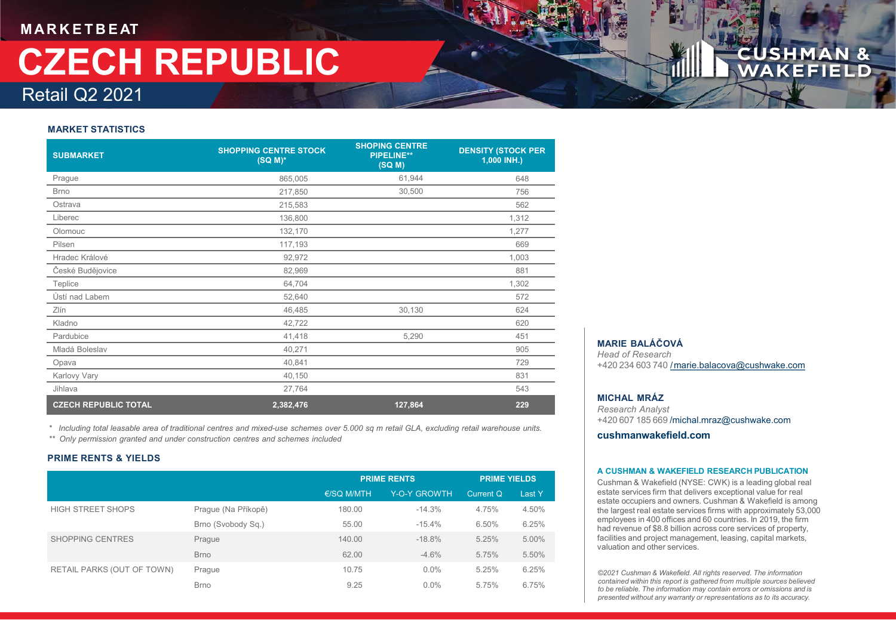MARKETBEAT

# CZECH REPUBLIC

Retail Q2 2021

### MARKET STATISTICS

| SUBMARKET | SHOPPING CENTRE STOCK (SQ M)* | SHOPING CENTRE PIPELINE** (SQ M) | DENSITY (STOCK PER 1,000 INH.) |
|---|---|---|---|
| Prague | 865,005 | 61,944 | 648 |
| Brno | 217,850 | 30,500 | 756 |
| Ostrava | 215,583 | | 562 |
| Liberec | 136,800 | | 1,312 |
| Olomouc | 132,170 | | 1,277 |
| Pilsen | 117,193 | | 669 |
| Hradec Králové | 92,972 | | 1,003 |
| České Budějovice | 82,969 | | 881 |
| Teplice | 64,704 | | 1,302 |
| Ústí nad Labem | 52,640 | | 572 |
| Zlín | 46,485 | 30,130 | 624 |
| Kladno | 42,722 | | 620 |
| Pardubice | 41,418 | 5,290 | 451 |
| Mladá Boleslav | 40,271 | | 905 |
| Opava | 40,841 | | 729 |
| Karlovy Vary | 40,150 | | 831 |
| Jihlava | 27,764 | | 543 |
| **CZECH REPUBLIC TOTAL** | **2,382,476** | **127,864** | **229** |

*\* Including total leasable area of traditional centres and mixed-use schemes over 5.000 sq m retail GLA, excluding retail warehouse units.*

*\*\* Only permission granted and under construction centres and schemes included*

### PRIME RENTS & YIELDS

| | | PRIME RENTS | | PRIME YIELDS | |
|---|---|---|---|---|---|
| | | €/SQ M/MTH | Y-O-Y GROWTH | Current Q | Last Y |
| HIGH STREET SHOPS | Prague (Na Příkopě) | 180.00 | -14.3% | 4.75% | 4.50% |
| | Brno (Svobody Sq.) | 55.00 | -15.4% | 6.50% | 6.25% |
| SHOPPING CENTRES | Prague | 140.00 | -18.8% | 5.25% | 5.00% |
| | Brno | 62.00 | -4.6% | 5.75% | 5.50% |
| RETAIL PARKS (OUT OF TOWN) | Prague | 10.75 | 0.0% | 5.25% | 6.25% |
| | Brno | 9.25 | 0.0% | 5.75% | 6.75% |

**MARIE BALÁČOVÁ**
*Head of Research*
+420 234 603 740 / marie.balacova@cushwake.com

**MICHAL MRÁZ**
*Research Analyst*
+420 607 185 669 /michal.mraz@cushwake.com

**cushmanwakefield.com**

#### A CUSHMAN & WAKEFIELD RESEARCH PUBLICATION

Cushman & Wakefield (NYSE: CWK) is a leading global real estate services firm that delivers exceptional value for real estate occupiers and owners. Cushman & Wakefield is among the largest real estate services firms with approximately 53,000 employees in 400 offices and 60 countries. In 2019, the firm had revenue of $8.8 billion across core services of property, facilities and project management, leasing, capital markets, valuation and other services.

*©2021 Cushman & Wakefield. All rights reserved. The information contained within this report is gathered from multiple sources believed to be reliable. The information may contain errors or omissions and is presented without any warranty or representations as to its accuracy.*